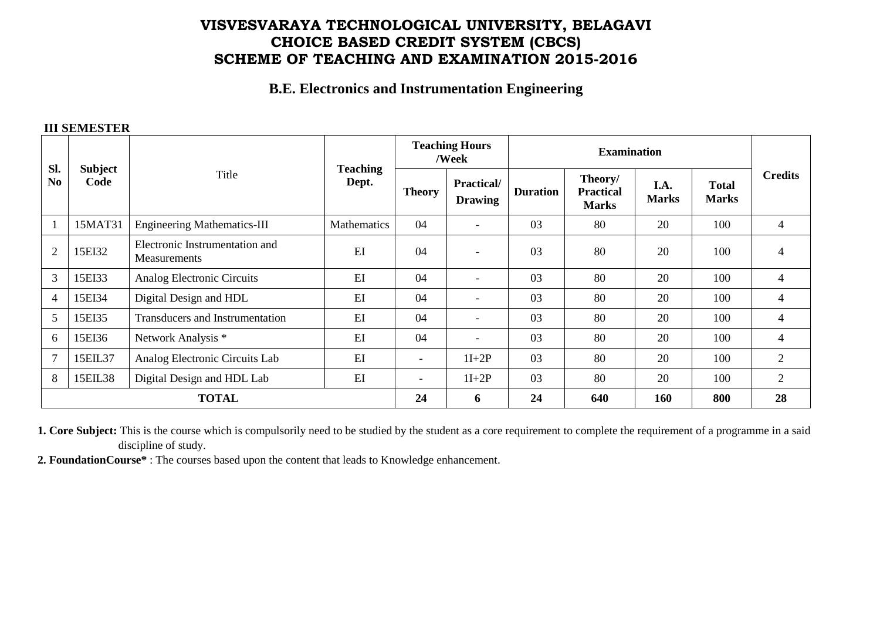# VISVESVARAYA TECHNOLOGICAL UNIVERSITY, BELAGAVI
# CHOICE BASED CREDIT SYSTEM (CBCS)
# SCHEME OF TEACHING AND EXAMINATION 2015-2016

## B.E. Electronics and Instrumentation Engineering

**III SEMESTER**

| Sl. No | Subject Code | Title | Teaching Dept. | Teaching Hours /Week | | Examination | | | | Credits |
|---|---|---|---|---|---|---|---|---|---|---|
| | | | | Theory | Practical/ Drawing | Duration | Theory/ Practical Marks | I.A. Marks | Total Marks | |
| 1 | 15MAT31 | Engineering Mathematics-III | Mathematics | 04 | - | 03 | 80 | 20 | 100 | 4 |
| 2 | 15EI32 | Electronic Instrumentation and Measurements | EI | 04 | - | 03 | 80 | 20 | 100 | 4 |
| 3 | 15EI33 | Analog Electronic Circuits | EI | 04 | - | 03 | 80 | 20 | 100 | 4 |
| 4 | 15EI34 | Digital Design and HDL | EI | 04 | - | 03 | 80 | 20 | 100 | 4 |
| 5 | 15EI35 | Transducers and Instrumentation | EI | 04 | - | 03 | 80 | 20 | 100 | 4 |
| 6 | 15EI36 | Network Analysis * | EI | 04 | - | 03 | 80 | 20 | 100 | 4 |
| 7 | 15EIL37 | Analog Electronic Circuits Lab | EI | - | 1I+2P | 03 | 80 | 20 | 100 | 2 |
| 8 | 15EIL38 | Digital Design and HDL Lab | EI | - | 1I+2P | 03 | 80 | 20 | 100 | 2 |
| **TOTAL** | | | | **24** | **6** | **24** | **640** | **160** | **800** | **28** |

**1. Core Subject:** This is the course which is compulsorily need to be studied by the student as a core requirement to complete the requirement of a programme in a said discipline of study.

**2. FoundationCourse*** : The courses based upon the content that leads to Knowledge enhancement.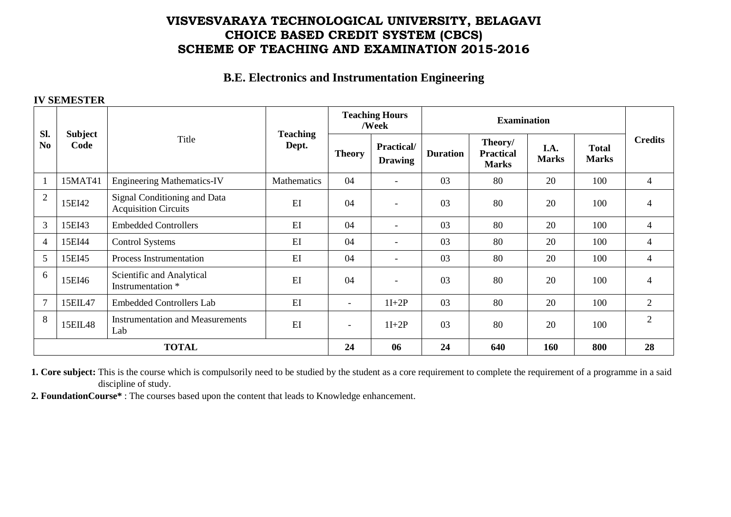# VISVESVARAYA TECHNOLOGICAL UNIVERSITY, BELAGAVI
# CHOICE BASED CREDIT SYSTEM (CBCS)
# SCHEME OF TEACHING AND EXAMINATION 2015-2016

## B.E. Electronics and Instrumentation Engineering

**IV SEMESTER**

| Sl. No | Subject Code | Title | Teaching Dept. | Teaching Hours /Week | | Examination | | | | Credits |
|---|---|---|---|---|---|---|---|---|---|---|
| | | | | Theory | Practical/ Drawing | Duration | Theory/ Practical Marks | I.A. Marks | Total Marks | |
| 1 | 15MAT41 | Engineering Mathematics-IV | Mathematics | 04 | - | 03 | 80 | 20 | 100 | 4 |
| 2 | 15EI42 | Signal Conditioning and Data Acquisition Circuits | EI | 04 | - | 03 | 80 | 20 | 100 | 4 |
| 3 | 15EI43 | Embedded Controllers | EI | 04 | - | 03 | 80 | 20 | 100 | 4 |
| 4 | 15EI44 | Control Systems | EI | 04 | - | 03 | 80 | 20 | 100 | 4 |
| 5 | 15EI45 | Process Instrumentation | EI | 04 | - | 03 | 80 | 20 | 100 | 4 |
| 6 | 15EI46 | Scientific and Analytical Instrumentation * | EI | 04 | - | 03 | 80 | 20 | 100 | 4 |
| 7 | 15EIL47 | Embedded Controllers Lab | EI | - | 1I+2P | 03 | 80 | 20 | 100 | 2 |
| 8 | 15EIL48 | Instrumentation and Measurements Lab | EI | - | 1I+2P | 03 | 80 | 20 | 100 | 2 |
| **TOTAL** | | | | **24** | **06** | **24** | **640** | **160** | **800** | **28** |

**1. Core subject:** This is the course which is compulsorily need to be studied by the student as a core requirement to complete the requirement of a programme in a said discipline of study.

**2. FoundationCourse*** : The courses based upon the content that leads to Knowledge enhancement.